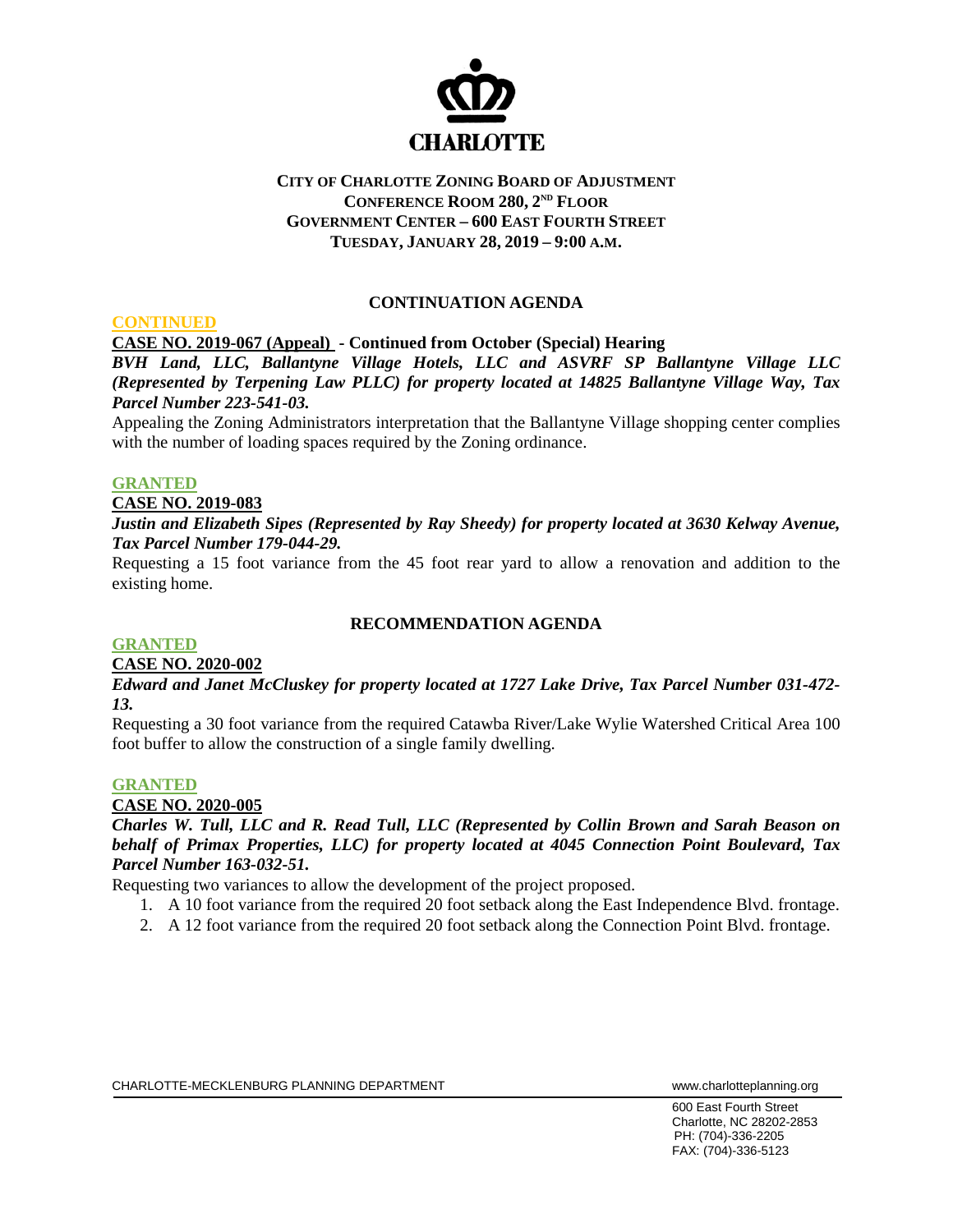CHARLOTTE

**CITY OF CHARLOTTE ZONING BOARD OF ADJUSTMENT**
**CONFERENCE ROOM 280, 2ND FLOOR**
**GOVERNMENT CENTER – 600 EAST FOURTH STREET**
**TUESDAY, JANUARY 28, 2019 – 9:00 A.M.**

## CONTINUATION AGENDA

**CONTINUED**

**CASE NO. 2019-067 (Appeal) - Continued from October (Special) Hearing**

***BVH Land, LLC, Ballantyne Village Hotels, LLC and ASVRF SP Ballantyne Village LLC (Represented by Terpening Law PLLC) for property located at 14825 Ballantyne Village Way, Tax Parcel Number 223-541-03.***

Appealing the Zoning Administrators interpretation that the Ballantyne Village shopping center complies with the number of loading spaces required by the Zoning ordinance.

**GRANTED**

**CASE NO. 2019-083**

***Justin and Elizabeth Sipes (Represented by Ray Sheedy) for property located at 3630 Kelway Avenue, Tax Parcel Number 179-044-29.***

Requesting a 15 foot variance from the 45 foot rear yard to allow a renovation and addition to the existing home.

## RECOMMENDATION AGENDA

**GRANTED**

**CASE NO. 2020-002**

***Edward and Janet McCluskey for property located at 1727 Lake Drive, Tax Parcel Number 031-472-13.***

Requesting a 30 foot variance from the required Catawba River/Lake Wylie Watershed Critical Area 100 foot buffer to allow the construction of a single family dwelling.

**GRANTED**

**CASE NO. 2020-005**

***Charles W. Tull, LLC and R. Read Tull, LLC (Represented by Collin Brown and Sarah Beason on behalf of Primax Properties, LLC) for property located at 4045 Connection Point Boulevard, Tax Parcel Number 163-032-51.***

Requesting two variances to allow the development of the project proposed.

1. A 10 foot variance from the required 20 foot setback along the East Independence Blvd. frontage.
2. A 12 foot variance from the required 20 foot setback along the Connection Point Blvd. frontage.

CHARLOTTE-MECKLENBURG PLANNING DEPARTMENT www.charlotteplanning.org

600 East Fourth Street
Charlotte, NC 28202-2853
PH: (704)-336-2205
FAX: (704)-336-5123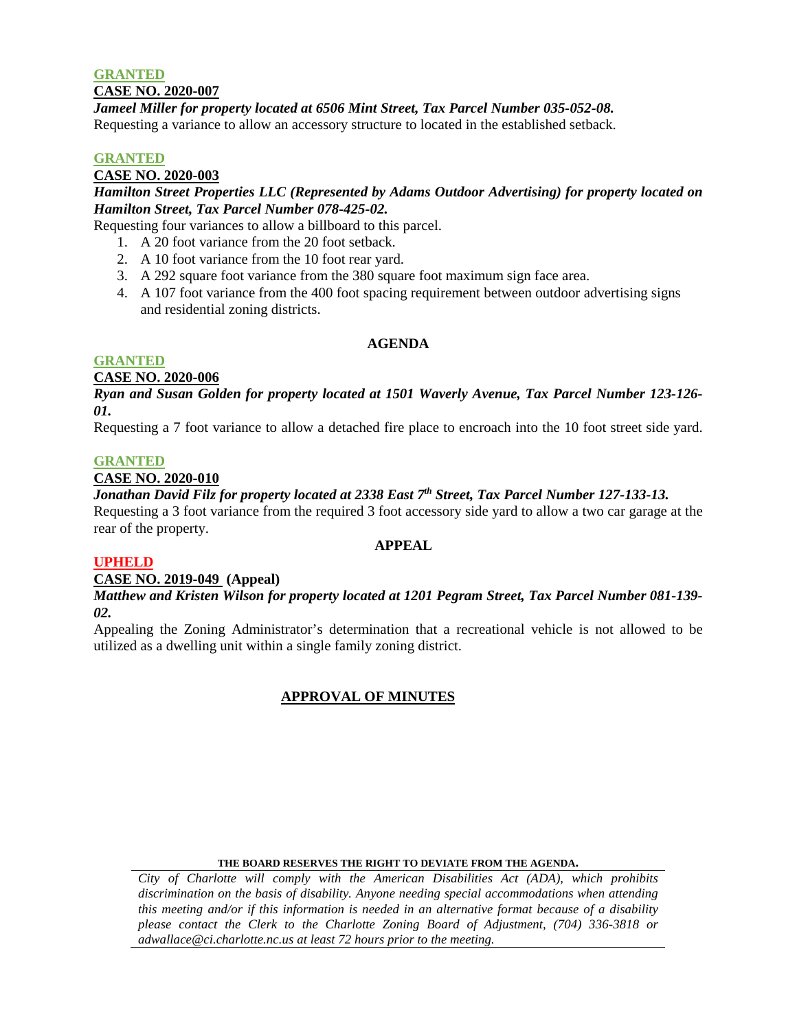**GRANTED**

**CASE NO. 2020-007**

***Jameel Miller for property located at 6506 Mint Street, Tax Parcel Number 035-052-08.***

Requesting a variance to allow an accessory structure to located in the established setback.

**GRANTED**

**CASE NO. 2020-003**

***Hamilton Street Properties LLC (Represented by Adams Outdoor Advertising) for property located on Hamilton Street, Tax Parcel Number 078-425-02.***

Requesting four variances to allow a billboard to this parcel.

1. A 20 foot variance from the 20 foot setback.
2. A 10 foot variance from the 10 foot rear yard.
3. A 292 square foot variance from the 380 square foot maximum sign face area.
4. A 107 foot variance from the 400 foot spacing requirement between outdoor advertising signs and residential zoning districts.

**AGENDA**

**GRANTED**

**CASE NO. 2020-006**

***Ryan and Susan Golden for property located at 1501 Waverly Avenue, Tax Parcel Number 123-126-01.***

Requesting a 7 foot variance to allow a detached fire place to encroach into the 10 foot street side yard.

**GRANTED**

**CASE NO. 2020-010**

***Jonathan David Filz for property located at 2338 East 7th Street, Tax Parcel Number 127-133-13.***

Requesting a 3 foot variance from the required 3 foot accessory side yard to allow a two car garage at the rear of the property.

**APPEAL**

**UPHELD**

**CASE NO. 2019-049 (Appeal)**

***Matthew and Kristen Wilson for property located at 1201 Pegram Street, Tax Parcel Number 081-139-02.***

Appealing the Zoning Administrator's determination that a recreational vehicle is not allowed to be utilized as a dwelling unit within a single family zoning district.

**APPROVAL OF MINUTES**

**THE BOARD RESERVES THE RIGHT TO DEVIATE FROM THE AGENDA.**

*City of Charlotte will comply with the American Disabilities Act (ADA), which prohibits discrimination on the basis of disability. Anyone needing special accommodations when attending this meeting and/or if this information is needed in an alternative format because of a disability please contact the Clerk to the Charlotte Zoning Board of Adjustment, (704) 336-3818 or adwallace@ci.charlotte.nc.us at least 72 hours prior to the meeting.*